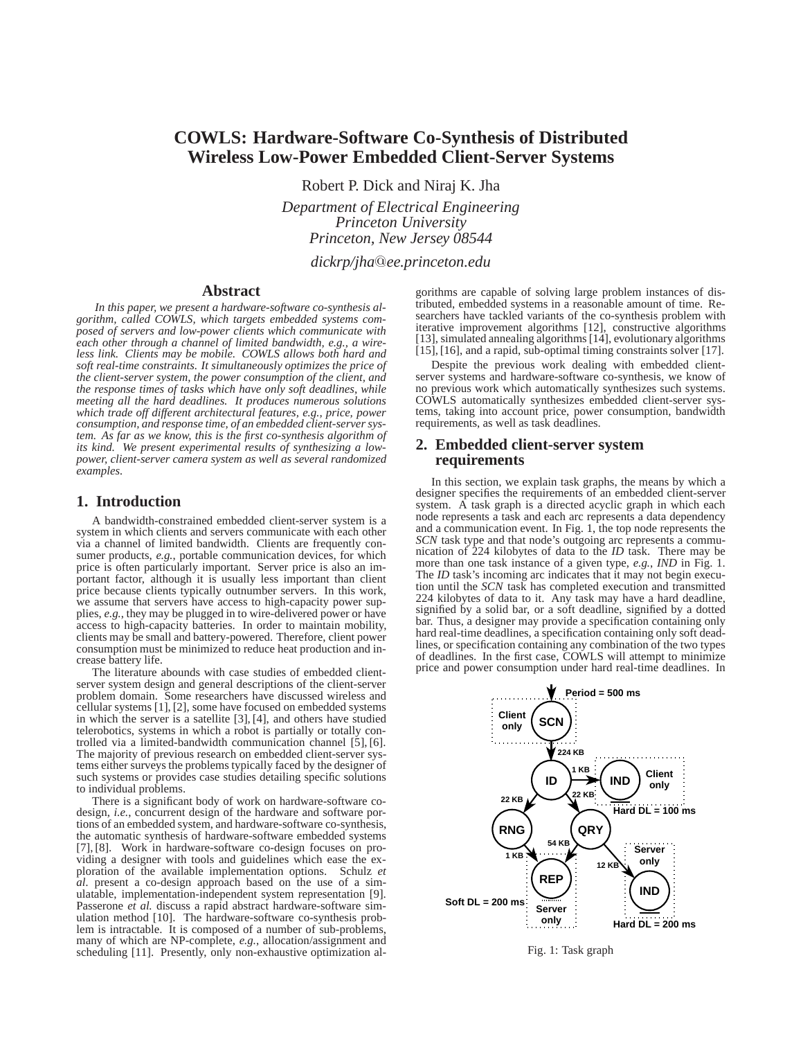# COWLS: Hardware-Software Co-Synthesis of Distributed Wireless Low-Power Embedded Client-Server Systems

Robert P. Dick and Niraj K. Jha

*Department of Electrical Engineering*
*Princeton University*
*Princeton, New Jersey 08544*

*dickrp/jha@ee.princeton.edu*

## Abstract

*In this paper, we present a hardware-software co-synthesis algorithm, called COWLS, which targets embedded systems composed of servers and low-power clients which communicate with each other through a channel of limited bandwidth, e.g., a wireless link. Clients may be mobile. COWLS allows both hard and soft real-time constraints. It simultaneously optimizes the price of the client-server system, the power consumption of the client, and the response times of tasks which have only soft deadlines, while meeting all the hard deadlines. It produces numerous solutions which trade off different architectural features, e.g., price, power consumption, and response time, of an embedded client-server system. As far as we know, this is the first co-synthesis algorithm of its kind. We present experimental results of synthesizing a low-power, client-server camera system as well as several randomized examples.*

## 1. Introduction

A bandwidth-constrained embedded client-server system is a system in which clients and servers communicate with each other via a channel of limited bandwidth. Clients are frequently consumer products, *e.g.*, portable communication devices, for which price is often particularly important. Server price is also an important factor, although it is usually less important than client price because clients typically outnumber servers. In this work, we assume that servers have access to high-capacity power supplies, *e.g.*, they may be plugged in to wire-delivered power or have access to high-capacity batteries. In order to maintain mobility, clients may be small and battery-powered. Therefore, client power consumption must be minimized to reduce heat production and increase battery life.

The literature abounds with case studies of embedded client-server system design and general descriptions of the client-server problem domain. Some researchers have discussed wireless and cellular systems [1], [2], some have focused on embedded systems in which the server is a satellite [3], [4], and others have studied telerobotics, systems in which a robot is partially or totally controlled via a limited-bandwidth communication channel [5], [6]. The majority of previous research on embedded client-server systems either surveys the problems typically faced by the designer of such systems or provides case studies detailing specific solutions to individual problems.

There is a significant body of work on hardware-software co-design, *i.e.*, concurrent design of the hardware and software portions of an embedded system, and hardware-software co-synthesis, the automatic synthesis of hardware-software embedded systems [7], [8]. Work in hardware-software co-design focuses on providing a designer with tools and guidelines which ease the exploration of the available implementation options. Schulz *et al.* present a co-design approach based on the use of a simulatable, implementation-independent system representation [9]. Passerone *et al.* discuss a rapid abstract hardware-software simulation method [10]. The hardware-software co-synthesis problem is intractable. It is composed of a number of sub-problems, many of which are NP-complete, *e.g.*, allocation/assignment and scheduling [11]. Presently, only non-exhaustive optimization algorithms are capable of solving large problem instances of distributed, embedded systems in a reasonable amount of time. Researchers have tackled variants of the co-synthesis problem with iterative improvement algorithms [12], constructive algorithms [13], simulated annealing algorithms [14], evolutionary algorithms [15], [16], and a rapid, sub-optimal timing constraints solver [17].

Despite the previous work dealing with embedded client-server systems and hardware-software co-synthesis, we know of no previous work which automatically synthesizes such systems. COWLS automatically synthesizes embedded client-server systems, taking into account price, power consumption, bandwidth requirements, as well as task deadlines.

## 2. Embedded client-server system requirements

In this section, we explain task graphs, the means by which a designer specifies the requirements of an embedded client-server system. A task graph is a directed acyclic graph in which each node represents a task and each arc represents a data dependency and a communication event. In Fig. 1, the top node represents the *SCN* task type and that node's outgoing arc represents a communication of 224 kilobytes of data to the *ID* task. There may be more than one task instance of a given type, *e.g.*, *IND* in Fig. 1. The *ID* task's incoming arc indicates that it may not begin execution until the *SCN* task has completed execution and transmitted 224 kilobytes of data to it. Any task may have a hard deadline, signified by a solid bar, or a soft deadline, signified by a dotted bar. Thus, a designer may provide a specification containing only hard real-time deadlines, a specification containing only soft deadlines, or specification containing any combination of the two types of deadlines. In the first case, COWLS will attempt to minimize price and power consumption under hard real-time deadlines. In

Period = 500 ms
Client only
SCN
224 KB
ID
1 KB
IND
Client only
Hard DL = 100 ms
22 KB
22 KB
RNG
QRY
54 KB
1 KB
REP
12 KB
Server only
IND
Soft DL = 200 ms
Server only
Hard DL = 200 ms

Fig. 1: Task graph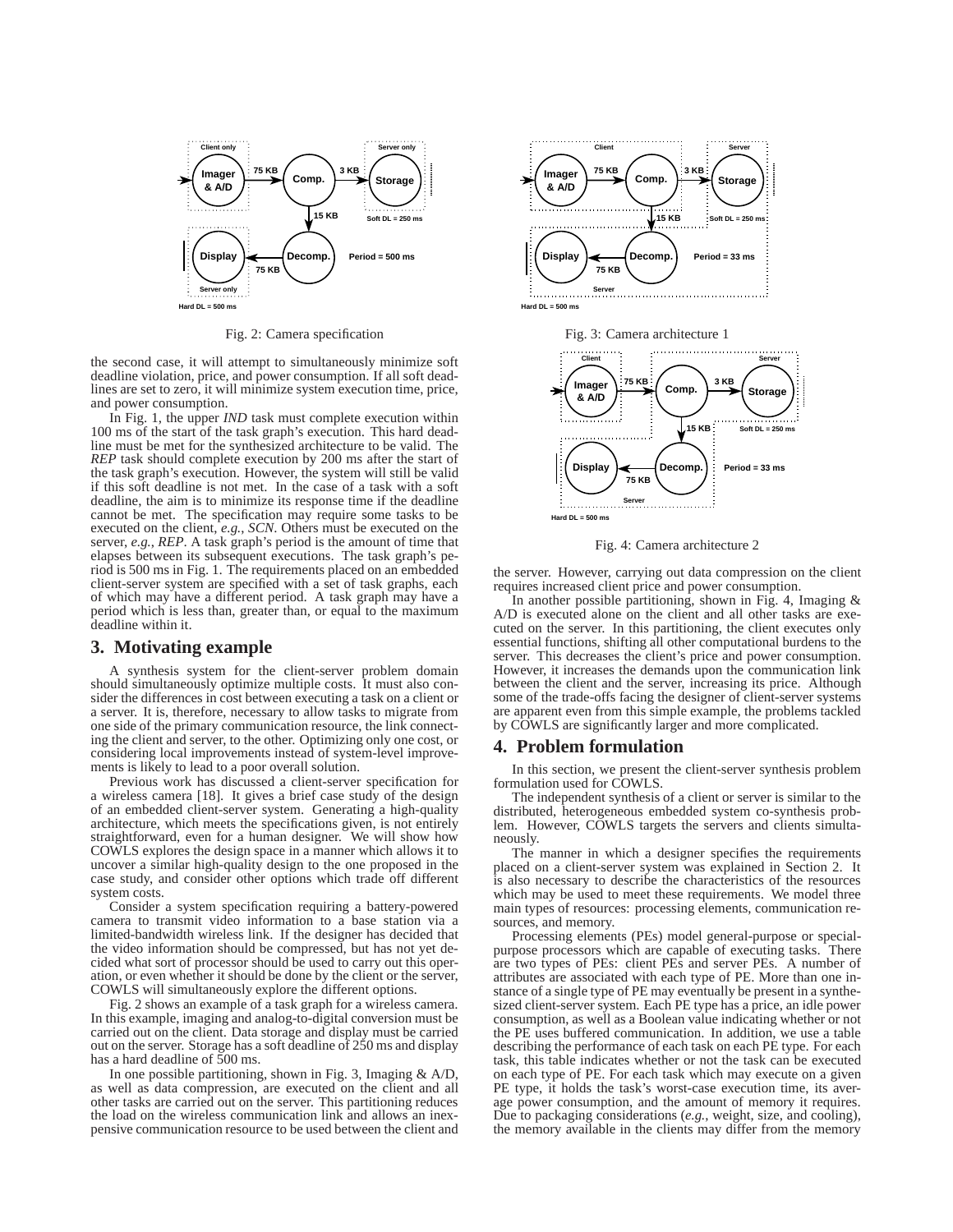Client only

Imager & A/D

75 KB

Comp.

3 KB

Server only

Storage

15 KB

Soft DL = 250 ms

Display

Decomp.

75 KB

Period = 500 ms

Server only

Hard DL = 500 ms

Fig. 2: Camera specification

the second case, it will attempt to simultaneously minimize soft deadline violation, price, and power consumption. If all soft deadlines are set to zero, it will minimize system execution time, price, and power consumption.

In Fig. 1, the upper *IND* task must complete execution within 100 ms of the start of the task graph's execution. This hard deadline must be met for the synthesized architecture to be valid. The *REP* task should complete execution by 200 ms after the start of the task graph's execution. However, the system will still be valid if this soft deadline is not met. In the case of a task with a soft deadline, the aim is to minimize its response time if the deadline cannot be met. The specification may require some tasks to be executed on the client, *e.g.*, *SCN*. Others must be executed on the server, *e.g.*, *REP*. A task graph's period is the amount of time that elapses between its subsequent executions. The task graph's period is 500 ms in Fig. 1. The requirements placed on an embedded client-server system are specified with a set of task graphs, each of which may have a different period. A task graph may have a period which is less than, greater than, or equal to the maximum deadline within it.

## 3. Motivating example

A synthesis system for the client-server problem domain should simultaneously optimize multiple costs. It must also consider the differences in cost between executing a task on a client or a server. It is, therefore, necessary to allow tasks to migrate from one side of the primary communication resource, the link connecting the client and server, to the other. Optimizing only one cost, or considering local improvements instead of system-level improvements is likely to lead to a poor overall solution.

Previous work has discussed a client-server specification for a wireless camera [18]. It gives a brief case study of the design of an embedded client-server system. Generating a high-quality architecture, which meets the specifications given, is not entirely straightforward, even for a human designer. We will show how COWLS explores the design space in a manner which allows it to uncover a similar high-quality design to the one proposed in the case study, and consider other options which trade off different system costs.

Consider a system specification requiring a battery-powered camera to transmit video information to a base station via a limited-bandwidth wireless link. If the designer has decided that the video information should be compressed, but has not yet decided what sort of processor should be used to carry out this operation, or even whether it should be done by the client or the server, COWLS will simultaneously explore the different options.

Fig. 2 shows an example of a task graph for a wireless camera. In this example, imaging and analog-to-digital conversion must be carried out on the client. Data storage and display must be carried out on the server. Storage has a soft deadline of 250 ms and display has a hard deadline of 500 ms.

In one possible partitioning, shown in Fig. 3, Imaging & A/D, as well as data compression, are executed on the client and all other tasks are carried out on the server. This partitioning reduces the load on the wireless communication link and allows an inexpensive communication resource to be used between the client and

Client

Imager & A/D

75 KB

Comp.

3 KB

Server

Storage

15 KB

Soft DL = 250 ms

Display

Decomp.

75 KB

Period = 33 ms

Server

Hard DL = 500 ms

Fig. 3: Camera architecture 1

Client

Imager & A/D

75 KB

Comp.

3 KB

Server

Storage

15 KB

Soft DL = 250 ms

Display

Decomp.

75 KB

Period = 33 ms

Server

Hard DL = 500 ms

Fig. 4: Camera architecture 2

the server. However, carrying out data compression on the client requires increased client price and power consumption.

In another possible partitioning, shown in Fig. 4, Imaging & A/D is executed alone on the client and all other tasks are executed on the server. In this partitioning, the client executes only essential functions, shifting all other computational burdens to the server. This decreases the client's price and power consumption. However, it increases the demands upon the communication link between the client and the server, increasing its price. Although some of the trade-offs facing the designer of client-server systems are apparent even from this simple example, the problems tackled by COWLS are significantly larger and more complicated.

## 4. Problem formulation

In this section, we present the client-server synthesis problem formulation used for COWLS.

The independent synthesis of a client or server is similar to the distributed, heterogeneous embedded system co-synthesis problem. However, COWLS targets the servers and clients simultaneously.

The manner in which a designer specifies the requirements placed on a client-server system was explained in Section 2. It is also necessary to describe the characteristics of the resources which may be used to meet these requirements. We model three main types of resources: processing elements, communication resources, and memory.

Processing elements (PEs) model general-purpose or special-purpose processors which are capable of executing tasks. There are two types of PEs: client PEs and server PEs. A number of attributes are associated with each type of PE. More than one instance of a single type of PE may eventually be present in a synthesized client-server system. Each PE type has a price, an idle power consumption, as well as a Boolean value indicating whether or not the PE uses buffered communication. In addition, we use a table describing the performance of each task on each PE type. For each task, this table indicates whether or not the task can be executed on each type of PE. For each task which may execute on a given PE type, it holds the task's worst-case execution time, its average power consumption, and the amount of memory it requires. Due to packaging considerations (*e.g.*, weight, size, and cooling), the memory available in the clients may differ from the memory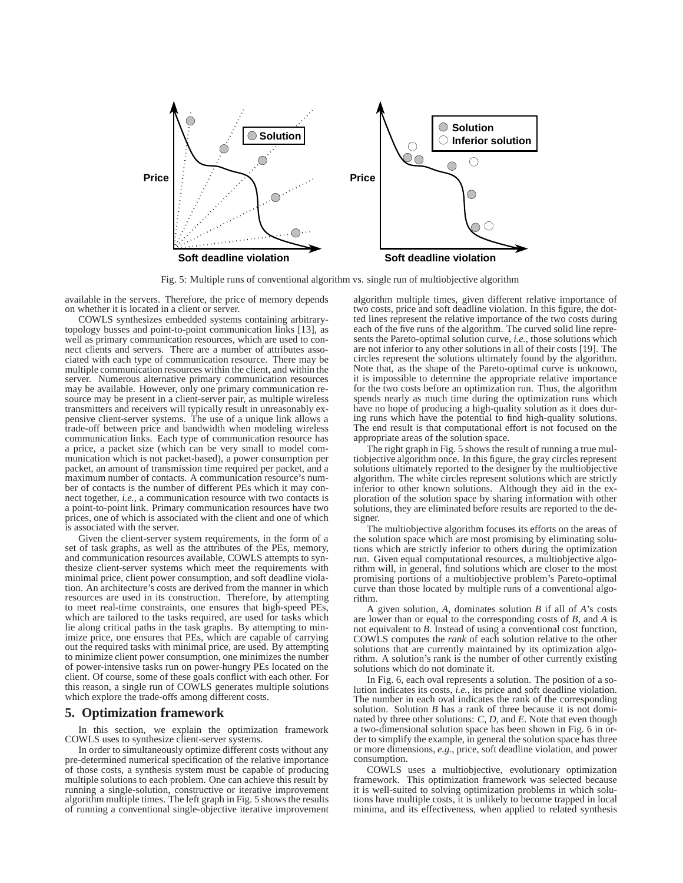Price

Solution

Soft deadline violation

Price

Solution

Inferior solution

Soft deadline violation

Fig. 5: Multiple runs of conventional algorithm vs. single run of multiobjective algorithm

available in the servers. Therefore, the price of memory depends on whether it is located in a client or server.

COWLS synthesizes embedded systems containing arbitrary-topology busses and point-to-point communication links [13], as well as primary communication resources, which are used to connect clients and servers. There are a number of attributes associated with each type of communication resource. There may be multiple communication resources within the client, and within the server. Numerous alternative primary communication resources may be available. However, only one primary communication resource may be present in a client-server pair, as multiple wireless transmitters and receivers will typically result in unreasonably expensive client-server systems. The use of a unique link allows a trade-off between price and bandwidth when modeling wireless communication links. Each type of communication resource has a price, a packet size (which can be very small to model communication which is not packet-based), a power consumption per packet, an amount of transmission time required per packet, and a maximum number of contacts. A communication resource's number of contacts is the number of different PEs which it may connect together, *i.e.*, a communication resource with two contacts is a point-to-point link. Primary communication resources have two prices, one of which is associated with the client and one of which is associated with the server.

Given the client-server system requirements, in the form of a set of task graphs, as well as the attributes of the PEs, memory, and communication resources available, COWLS attempts to synthesize client-server systems which meet the requirements with minimal price, client power consumption, and soft deadline violation. An architecture's costs are derived from the manner in which resources are used in its construction. Therefore, by attempting to meet real-time constraints, one ensures that high-speed PEs, which are tailored to the tasks required, are used for tasks which lie along critical paths in the task graphs. By attempting to minimize price, one ensures that PEs, which are capable of carrying out the required tasks with minimal price, are used. By attempting to minimize client power consumption, one minimizes the number of power-intensive tasks run on power-hungry PEs located on the client. Of course, some of these goals conflict with each other. For this reason, a single run of COWLS generates multiple solutions which explore the trade-offs among different costs.

## 5. Optimization framework

In this section, we explain the optimization framework COWLS uses to synthesize client-server systems.

In order to simultaneously optimize different costs without any pre-determined numerical specification of the relative importance of those costs, a synthesis system must be capable of producing multiple solutions to each problem. One can achieve this result by running a single-solution, constructive or iterative improvement algorithm multiple times. The left graph in Fig. 5 shows the results of running a conventional single-objective iterative improvement algorithm multiple times, given different relative importance of two costs, price and soft deadline violation. In this figure, the dotted lines represent the relative importance of the two costs during each of the five runs of the algorithm. The curved solid line represents the Pareto-optimal solution curve, *i.e.*, those solutions which are not inferior to any other solutions in all of their costs [19]. The circles represent the solutions ultimately found by the algorithm. Note that, as the shape of the Pareto-optimal curve is unknown, it is impossible to determine the appropriate relative importance for the two costs before an optimization run. Thus, the algorithm spends nearly as much time during the optimization runs which have no hope of producing a high-quality solution as it does during runs which have the potential to find high-quality solutions. The end result is that computational effort is not focused on the appropriate areas of the solution space.

The right graph in Fig. 5 shows the result of running a true multiobjective algorithm once. In this figure, the gray circles represent solutions ultimately reported to the designer by the multiobjective algorithm. The white circles represent solutions which are strictly inferior to other known solutions. Although they aid in the exploration of the solution space by sharing information with other solutions, they are eliminated before results are reported to the designer.

The multiobjective algorithm focuses its efforts on the areas of the solution space which are most promising by eliminating solutions which are strictly inferior to others during the optimization run. Given equal computational resources, a multiobjective algorithm will, in general, find solutions which are closer to the most promising portions of a multiobjective problem's Pareto-optimal curve than those located by multiple runs of a conventional algorithm.

A given solution, *A*, dominates solution *B* if all of *A*'s costs are lower than or equal to the corresponding costs of *B*, and *A* is not equivalent to *B*. Instead of using a conventional cost function, COWLS computes the *rank* of each solution relative to the other solutions that are currently maintained by its optimization algorithm. A solution's rank is the number of other currently existing solutions which do not dominate it.

In Fig. 6, each oval represents a solution. The position of a solution indicates its costs, *i.e.*, its price and soft deadline violation. The number in each oval indicates the rank of the corresponding solution. Solution *B* has a rank of three because it is not dominated by three other solutions: *C*, *D*, and *E*. Note that even though a two-dimensional solution space has been shown in Fig. 6 in order to simplify the example, in general the solution space has three or more dimensions, *e.g.*, price, soft deadline violation, and power consumption.

COWLS uses a multiobjective, evolutionary optimization framework. This optimization framework was selected because it is well-suited to solving optimization problems in which solutions have multiple costs, it is unlikely to become trapped in local minima, and its effectiveness, when applied to related synthesis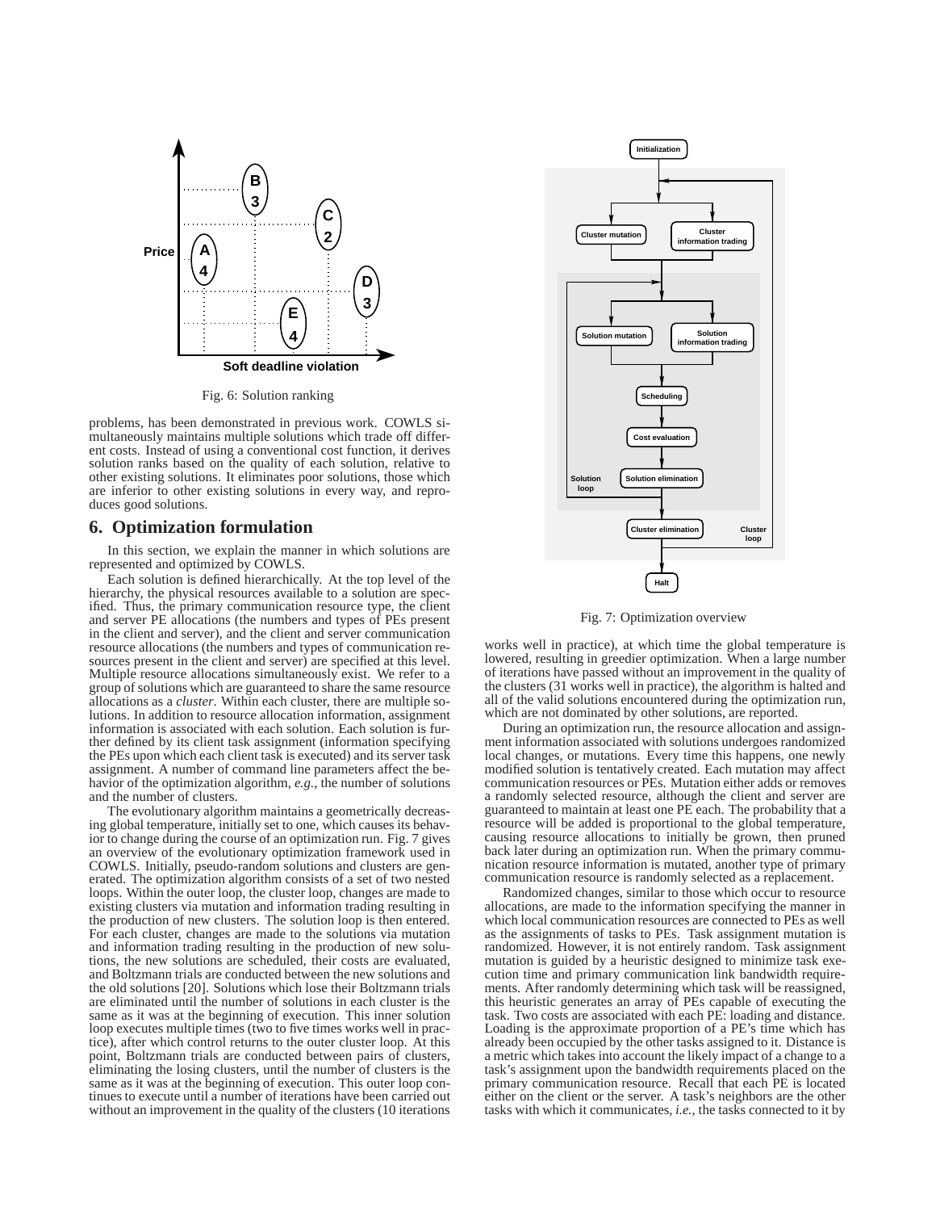Price

Soft deadline violation

A 4

B 3

C 2

D 3

E 4

Fig. 6: Solution ranking

problems, has been demonstrated in previous work. COWLS simultaneously maintains multiple solutions which trade off different costs. Instead of using a conventional cost function, it derives solution ranks based on the quality of each solution, relative to other existing solutions. It eliminates poor solutions, those which are inferior to other existing solutions in every way, and reproduces good solutions.

## 6. Optimization formulation

In this section, we explain the manner in which solutions are represented and optimized by COWLS.

Each solution is defined hierarchically. At the top level of the hierarchy, the physical resources available to a solution are specified. Thus, the primary communication resource type, the client and server PE allocations (the numbers and types of PEs present in the client and server), and the client and server communication resource allocations (the numbers and types of communication resources present in the client and server) are specified at this level. Multiple resource allocations simultaneously exist. We refer to a group of solutions which are guaranteed to share the same resource allocations as a *cluster*. Within each cluster, there are multiple solutions. In addition to resource allocation information, assignment information is associated with each solution. Each solution is further defined by its client task assignment (information specifying the PEs upon which each client task is executed) and its server task assignment. A number of command line parameters affect the behavior of the optimization algorithm, *e.g.*, the number of solutions and the number of clusters.

The evolutionary algorithm maintains a geometrically decreasing global temperature, initially set to one, which causes its behavior to change during the course of an optimization run. Fig. 7 gives an overview of the evolutionary optimization framework used in COWLS. Initially, pseudo-random solutions and clusters are generated. The optimization algorithm consists of a set of two nested loops. Within the outer loop, the cluster loop, changes are made to existing clusters via mutation and information trading resulting in the production of new clusters. The solution loop is then entered. For each cluster, changes are made to the solutions via mutation and information trading resulting in the production of new solutions, the new solutions are scheduled, their costs are evaluated, and Boltzmann trials are conducted between the new solutions and the old solutions [20]. Solutions which lose their Boltzmann trials are eliminated until the number of solutions in each cluster is the same as it was at the beginning of execution. This inner solution loop executes multiple times (two to five times works well in practice), after which control returns to the outer cluster loop. At this point, Boltzmann trials are conducted between pairs of clusters, eliminating the losing clusters, until the number of clusters is the same as it was at the beginning of execution. This outer loop continues to execute until a number of iterations have been carried out without an improvement in the quality of the clusters (10 iterations

Initialization

Cluster mutation

Cluster information trading

Solution mutation

Solution information trading

Scheduling

Cost evaluation

Solution elimination

Solution loop

Cluster elimination

Cluster loop

Halt

Fig. 7: Optimization overview

works well in practice), at which time the global temperature is lowered, resulting in greedier optimization. When a large number of iterations have passed without an improvement in the quality of the clusters (31 works well in practice), the algorithm is halted and all of the valid solutions encountered during the optimization run, which are not dominated by other solutions, are reported.

During an optimization run, the resource allocation and assignment information associated with solutions undergoes randomized local changes, or mutations. Every time this happens, one newly modified solution is tentatively created. Each mutation may affect communication resources or PEs. Mutation either adds or removes a randomly selected resource, although the client and server are guaranteed to maintain at least one PE each. The probability that a resource will be added is proportional to the global temperature, causing resource allocations to initially be grown, then pruned back later during an optimization run. When the primary communication resource information is mutated, another type of primary communication resource is randomly selected as a replacement.

Randomized changes, similar to those which occur to resource allocations, are made to the information specifying the manner in which local communication resources are connected to PEs as well as the assignments of tasks to PEs. Task assignment mutation is randomized. However, it is not entirely random. Task assignment mutation is guided by a heuristic designed to minimize task execution time and primary communication link bandwidth requirements. After randomly determining which task will be reassigned, this heuristic generates an array of PEs capable of executing the task. Two costs are associated with each PE: loading and distance. Loading is the approximate proportion of a PE's time which has already been occupied by the other tasks assigned to it. Distance is a metric which takes into account the likely impact of a change to a task's assignment upon the bandwidth requirements placed on the primary communication resource. Recall that each PE is located either on the client or the server. A task's neighbors are the other tasks with which it communicates, *i.e.*, the tasks connected to it by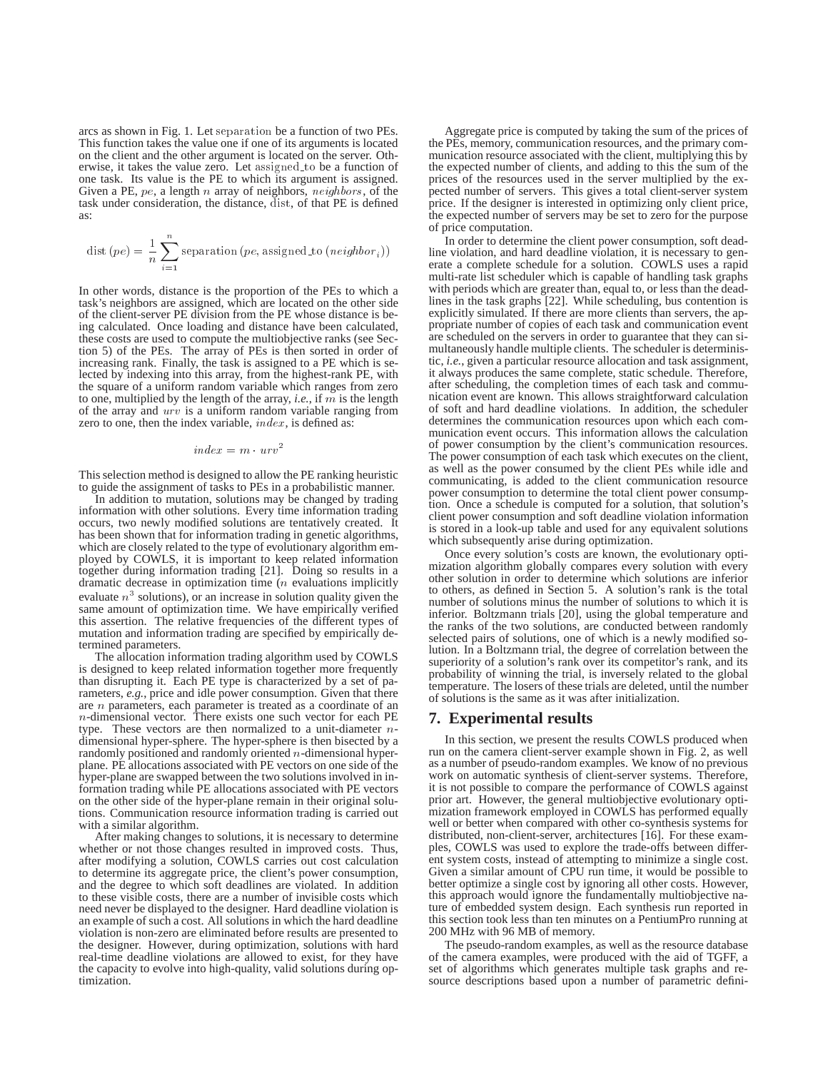arcs as shown in Fig. 1. Let $\mathrm{separation}$ be a function of two PEs. This function takes the value one if one of its arguments is located on the client and the other argument is located on the server. Otherwise, it takes the value zero. Let $\mathrm{assigned\_to}$ be a function of one task. Its value is the PE to which its argument is assigned. Given a PE, $pe$, a length $n$ array of neighbors, $neighbors$, of the task under consideration, the distance, $\mathrm{dist}$, of that PE is defined as:

$$\mathrm{dist}\,(pe) = \frac{1}{n} \sum_{i=1}^{n} \mathrm{separation}\,(pe, \mathrm{assigned\_to}\,(neighbor_i))$$

In other words, distance is the proportion of the PEs to which a task's neighbors are assigned, which are located on the other side of the client-server PE division from the PE whose distance is being calculated. Once loading and distance have been calculated, these costs are used to compute the multiobjective ranks (see Section 5) of the PEs. The array of PEs is then sorted in order of increasing rank. Finally, the task is assigned to a PE which is selected by indexing into this array, from the highest-rank PE, with the square of a uniform random variable which ranges from zero to one, multiplied by the length of the array, *i.e.*, if $m$ is the length of the array and $urv$ is a uniform random variable ranging from zero to one, then the index variable, $index$, is defined as:

$$index = m \cdot urv^2$$

This selection method is designed to allow the PE ranking heuristic to guide the assignment of tasks to PEs in a probabilistic manner.

In addition to mutation, solutions may be changed by trading information with other solutions. Every time information trading occurs, two newly modified solutions are tentatively created. It has been shown that for information trading in genetic algorithms, which are closely related to the type of evolutionary algorithm employed by COWLS, it is important to keep related information together during information trading [21]. Doing so results in a dramatic decrease in optimization time ($n$ evaluations implicitly evaluate $n^3$ solutions), or an increase in solution quality given the same amount of optimization time. We have empirically verified this assertion. The relative frequencies of the different types of mutation and information trading are specified by empirically determined parameters.

The allocation information trading algorithm used by COWLS is designed to keep related information together more frequently than disrupting it. Each PE type is characterized by a set of parameters, *e.g.*, price and idle power consumption. Given that there are $n$ parameters, each parameter is treated as a coordinate of an $n$-dimensional vector. There exists one such vector for each PE type. These vectors are then normalized to a unit-diameter $n$-dimensional hyper-sphere. The hyper-sphere is then bisected by a randomly positioned and randomly oriented $n$-dimensional hyper-plane. PE allocations associated with PE vectors on one side of the hyper-plane are swapped between the two solutions involved in information trading while PE allocations associated with PE vectors on the other side of the hyper-plane remain in their original solutions. Communication resource information trading is carried out with a similar algorithm.

After making changes to solutions, it is necessary to determine whether or not those changes resulted in improved costs. Thus, after modifying a solution, COWLS carries out cost calculation to determine its aggregate price, the client's power consumption, and the degree to which soft deadlines are violated. In addition to these visible costs, there are a number of invisible costs which need never be displayed to the designer. Hard deadline violation is an example of such a cost. All solutions in which the hard deadline violation is non-zero are eliminated before results are presented to the designer. However, during optimization, solutions with hard real-time deadline violations are allowed to exist, for they have the capacity to evolve into high-quality, valid solutions during optimization.

Aggregate price is computed by taking the sum of the prices of the PEs, memory, communication resources, and the primary communication resource associated with the client, multiplying this by the expected number of clients, and adding to this the sum of the prices of the resources used in the server multiplied by the expected number of servers. This gives a total client-server system price. If the designer is interested in optimizing only client price, the expected number of servers may be set to zero for the purpose of price computation.

In order to determine the client power consumption, soft deadline violation, and hard deadline violation, it is necessary to generate a complete schedule for a solution. COWLS uses a rapid multi-rate list scheduler which is capable of handling task graphs with periods which are greater than, equal to, or less than the deadlines in the task graphs [22]. While scheduling, bus contention is explicitly simulated. If there are more clients than servers, the appropriate number of copies of each task and communication event are scheduled on the servers in order to guarantee that they can simultaneously handle multiple clients. The scheduler is deterministic, *i.e.*, given a particular resource allocation and task assignment, it always produces the same complete, static schedule. Therefore, after scheduling, the completion times of each task and communication event are known. This allows straightforward calculation of soft and hard deadline violations. In addition, the scheduler determines the communication resources upon which each communication event occurs. This information allows the calculation of power consumption by the client's communication resources. The power consumption of each task which executes on the client, as well as the power consumed by the client PEs while idle and communicating, is added to the client communication resource power consumption to determine the total client power consumption. Once a schedule is computed for a solution, that solution's client power consumption and soft deadline violation information is stored in a look-up table and used for any equivalent solutions which subsequently arise during optimization.

Once every solution's costs are known, the evolutionary optimization algorithm globally compares every solution with every other solution in order to determine which solutions are inferior to others, as defined in Section 5. A solution's rank is the total number of solutions minus the number of solutions to which it is inferior. Boltzmann trials [20], using the global temperature and the ranks of the two solutions, are conducted between randomly selected pairs of solutions, one of which is a newly modified solution. In a Boltzmann trial, the degree of correlation between the superiority of a solution's rank over its competitor's rank, and its probability of winning the trial, is inversely related to the global temperature. The losers of these trials are deleted, until the number of solutions is the same as it was after initialization.

## 7. Experimental results

In this section, we present the results COWLS produced when run on the camera client-server example shown in Fig. 2, as well as a number of pseudo-random examples. We know of no previous work on automatic synthesis of client-server systems. Therefore, it is not possible to compare the performance of COWLS against prior art. However, the general multiobjective evolutionary optimization framework employed in COWLS has performed equally well or better when compared with other co-synthesis systems for distributed, non-client-server, architectures [16]. For these examples, COWLS was used to explore the trade-offs between different system costs, instead of attempting to minimize a single cost. Given a similar amount of CPU run time, it would be possible to better optimize a single cost by ignoring all other costs. However, this approach would ignore the fundamentally multiobjective nature of embedded system design. Each synthesis run reported in this section took less than ten minutes on a PentiumPro running at 200 MHz with 96 MB of memory.

The pseudo-random examples, as well as the resource database of the camera examples, were produced with the aid of TGFF, a set of algorithms which generates multiple task graphs and resource descriptions based upon a number of parametric defini-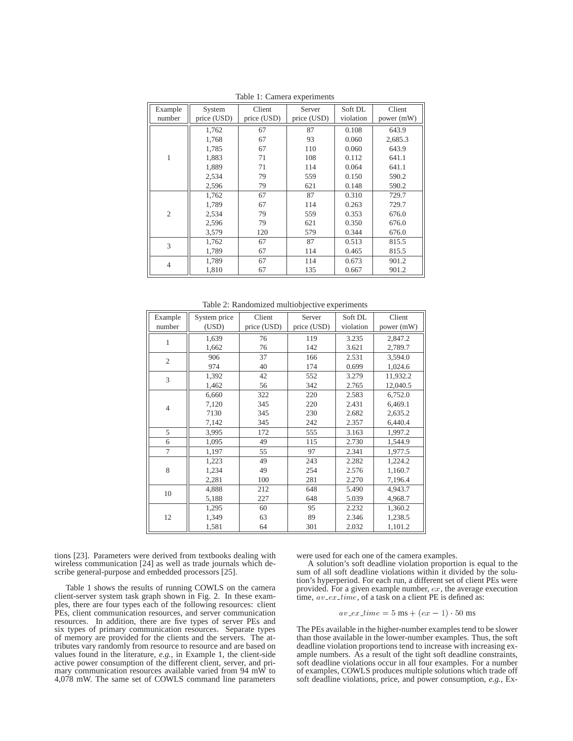Table 1: Camera experiments

| Example number | System price (USD) | Client price (USD) | Server price (USD) | Soft DL violation | Client power (mW) |
|---|---|---|---|---|---|
| 1 | 1,762 | 67 | 87 | 0.108 | 643.9 |
| | 1,768 | 67 | 93 | 0.060 | 2,685.3 |
| | 1,785 | 67 | 110 | 0.060 | 643.9 |
| | 1,883 | 71 | 108 | 0.112 | 641.1 |
| | 1,889 | 71 | 114 | 0.064 | 641.1 |
| | 2,534 | 79 | 559 | 0.150 | 590.2 |
| | 2,596 | 79 | 621 | 0.148 | 590.2 |
| 2 | 1,762 | 67 | 87 | 0.310 | 729.7 |
| | 1,789 | 67 | 114 | 0.263 | 729.7 |
| | 2,534 | 79 | 559 | 0.353 | 676.0 |
| | 2,596 | 79 | 621 | 0.350 | 676.0 |
| | 3,579 | 120 | 579 | 0.344 | 676.0 |
| 3 | 1,762 | 67 | 87 | 0.513 | 815.5 |
| | 1,789 | 67 | 114 | 0.465 | 815.5 |
| 4 | 1,789 | 67 | 114 | 0.673 | 901.2 |
| | 1,810 | 67 | 135 | 0.667 | 901.2 |

Table 2: Randomized multiobjective experiments

| Example number | System price (USD) | Client price (USD) | Server price (USD) | Soft DL violation | Client power (mW) |
|---|---|---|---|---|---|
| 1 | 1,639 | 76 | 119 | 3.235 | 2,847.2 |
| | 1,662 | 76 | 142 | 3.621 | 2,789.7 |
| 2 | 906 | 37 | 166 | 2.531 | 3,594.0 |
| | 974 | 40 | 174 | 0.699 | 1,024.6 |
| 3 | 1,392 | 42 | 552 | 3.279 | 11,932.2 |
| | 1,462 | 56 | 342 | 2.765 | 12,040.5 |
| 4 | 6,660 | 322 | 220 | 2.583 | 6,752.0 |
| | 7,120 | 345 | 220 | 2.431 | 6,469.1 |
| | 7130 | 345 | 230 | 2.682 | 2,635.2 |
| | 7,142 | 345 | 242 | 2.357 | 6,440.4 |
| 5 | 3,995 | 172 | 555 | 3.163 | 1,997.2 |
| 6 | 1,095 | 49 | 115 | 2.730 | 1,544.9 |
| 7 | 1,197 | 55 | 97 | 2.341 | 1,977.5 |
| 8 | 1,223 | 49 | 243 | 2.282 | 1,224.2 |
| | 1,234 | 49 | 254 | 2.576 | 1,160.7 |
| | 2,281 | 100 | 281 | 2.270 | 7,196.4 |
| 10 | 4,888 | 212 | 648 | 5.490 | 4,943.7 |
| | 5,188 | 227 | 648 | 5.039 | 4,968.7 |
| 12 | 1,295 | 60 | 95 | 2.232 | 1,360.2 |
| | 1,349 | 63 | 89 | 2.346 | 1,238.5 |
| | 1,581 | 64 | 301 | 2.032 | 1,101.2 |

tions [23]. Parameters were derived from textbooks dealing with wireless communication [24] as well as trade journals which describe general-purpose and embedded processors [25].

Table 1 shows the results of running COWLS on the camera client-server system task graph shown in Fig. 2. In these examples, there are four types each of the following resources: client PEs, client communication resources, and server communication resources. In addition, there are five types of server PEs and six types of primary communication resources. Separate types of memory are provided for the clients and the servers. The attributes vary randomly from resource to resource and are based on values found in the literature, *e.g.*, in Example 1, the client-side active power consumption of the different client, server, and primary communication resources available varied from 94 mW to 4,078 mW. The same set of COWLS command line parameters were used for each one of the camera examples.

A solution's soft deadline violation proportion is equal to the sum of all soft deadline violations within it divided by the solution's hyperperiod. For each run, a different set of client PEs were provided. For a given example number, $ex$, the average execution time, $av\_ex\_time$, of a task on a client PE is defined as:

$$av\_ex\_time = 5 \text{ ms} + (ex - 1) \cdot 50 \text{ ms}$$

The PEs available in the higher-number examples tend to be slower than those available in the lower-number examples. Thus, the soft deadline violation proportions tend to increase with increasing example numbers. As a result of the tight soft deadline constraints, soft deadline violations occur in all four examples. For a number of examples, COWLS produces multiple solutions which trade off soft deadline violations, price, and power consumption, *e.g.*, Ex-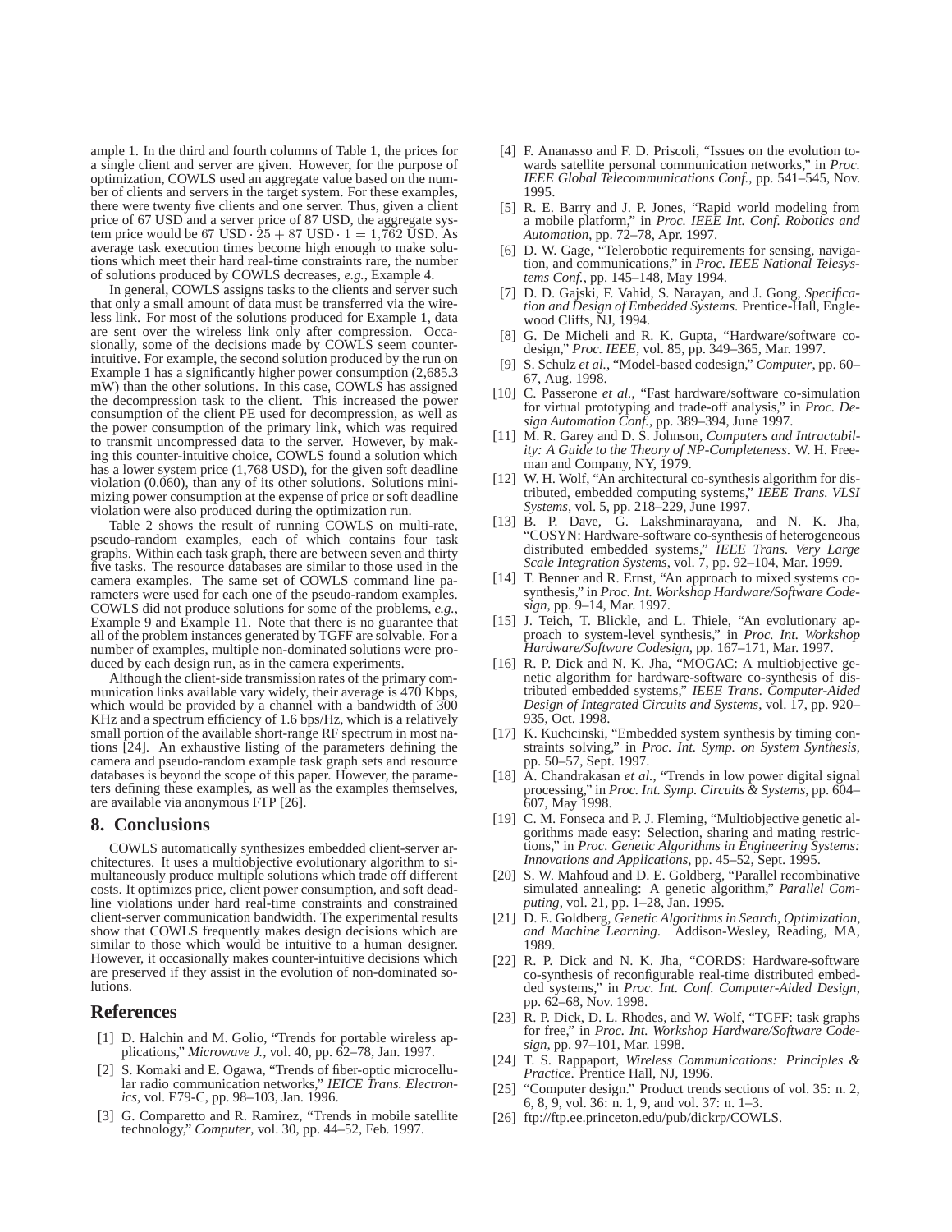ample 1. In the third and fourth columns of Table 1, the prices for a single client and server are given. However, for the purpose of optimization, COWLS used an aggregate value based on the number of clients and servers in the target system. For these examples, there were twenty five clients and one server. Thus, given a client price of 67 USD and a server price of 87 USD, the aggregate system price would be $67\ \text{USD} \cdot 25 + 87\ \text{USD} \cdot 1 = 1{,}762$ USD. As average task execution times become high enough to make solutions which meet their hard real-time constraints rare, the number of solutions produced by COWLS decreases, *e.g.*, Example 4.

In general, COWLS assigns tasks to the clients and server such that only a small amount of data must be transferred via the wireless link. For most of the solutions produced for Example 1, data are sent over the wireless link only after compression. Occasionally, some of the decisions made by COWLS seem counter-intuitive. For example, the second solution produced by the run on Example 1 has a significantly higher power consumption (2,685.3 mW) than the other solutions. In this case, COWLS has assigned the decompression task to the client. This increased the power consumption of the client PE used for decompression, as well as the power consumption of the primary link, which was required to transmit uncompressed data to the server. However, by making this counter-intuitive choice, COWLS found a solution which has a lower system price (1,768 USD), for the given soft deadline violation (0.060), than any of its other solutions. Solutions minimizing power consumption at the expense of price or soft deadline violation were also produced during the optimization run.

Table 2 shows the result of running COWLS on multi-rate, pseudo-random examples, each of which contains four task graphs. Within each task graph, there are between seven and thirty five tasks. The resource databases are similar to those used in the camera examples. The same set of COWLS command line parameters were used for each one of the pseudo-random examples. COWLS did not produce solutions for some of the problems, *e.g.*, Example 9 and Example 11. Note that there is no guarantee that all of the problem instances generated by TGFF are solvable. For a number of examples, multiple non-dominated solutions were produced by each design run, as in the camera experiments.

Although the client-side transmission rates of the primary communication links available vary widely, their average is 470 Kbps, which would be provided by a channel with a bandwidth of 300 KHz and a spectrum efficiency of 1.6 bps/Hz, which is a relatively small portion of the available short-range RF spectrum in most nations [24]. An exhaustive listing of the parameters defining the camera and pseudo-random example task graph sets and resource databases is beyond the scope of this paper. However, the parameters defining these examples, as well as the examples themselves, are available via anonymous FTP [26].

## 8. Conclusions

COWLS automatically synthesizes embedded client-server architectures. It uses a multiobjective evolutionary algorithm to simultaneously produce multiple solutions which trade off different costs. It optimizes price, client power consumption, and soft deadline violations under hard real-time constraints and constrained client-server communication bandwidth. The experimental results show that COWLS frequently makes design decisions which are similar to those which would be intuitive to a human designer. However, it occasionally makes counter-intuitive decisions which are preserved if they assist in the evolution of non-dominated solutions.

## References

[1] D. Halchin and M. Golio, "Trends for portable wireless applications," *Microwave J.*, vol. 40, pp. 62–78, Jan. 1997.

[2] S. Komaki and E. Ogawa, "Trends of fiber-optic microcellular radio communication networks," *IEICE Trans. Electronics*, vol. E79-C, pp. 98–103, Jan. 1996.

[3] G. Comparetto and R. Ramirez, "Trends in mobile satellite technology," *Computer*, vol. 30, pp. 44–52, Feb. 1997.

[4] F. Ananasso and F. D. Priscoli, "Issues on the evolution towards satellite personal communication networks," in *Proc. IEEE Global Telecommunications Conf.*, pp. 541–545, Nov. 1995.

[5] R. E. Barry and J. P. Jones, "Rapid world modeling from a mobile platform," in *Proc. IEEE Int. Conf. Robotics and Automation*, pp. 72–78, Apr. 1997.

[6] D. W. Gage, "Telerobotic requirements for sensing, navigation, and communications," in *Proc. IEEE National Telesystems Conf.*, pp. 145–148, May 1994.

[7] D. D. Gajski, F. Vahid, S. Narayan, and J. Gong, *Specification and Design of Embedded Systems*. Prentice-Hall, Englewood Cliffs, NJ, 1994.

[8] G. De Micheli and R. K. Gupta, "Hardware/software codesign," *Proc. IEEE*, vol. 85, pp. 349–365, Mar. 1997.

[9] S. Schulz *et al.*, "Model-based codesign," *Computer*, pp. 60–67, Aug. 1998.

[10] C. Passerone *et al.*, "Fast hardware/software co-simulation for virtual prototyping and trade-off analysis," in *Proc. Design Automation Conf.*, pp. 389–394, June 1997.

[11] M. R. Garey and D. S. Johnson, *Computers and Intractability: A Guide to the Theory of NP-Completeness*. W. H. Freeman and Company, NY, 1979.

[12] W. H. Wolf, "An architectural co-synthesis algorithm for distributed, embedded computing systems," *IEEE Trans. VLSI Systems*, vol. 5, pp. 218–229, June 1997.

[13] B. P. Dave, G. Lakshminarayana, and N. K. Jha, "COSYN: Hardware-software co-synthesis of heterogeneous distributed embedded systems," *IEEE Trans. Very Large Scale Integration Systems*, vol. 7, pp. 92–104, Mar. 1999.

[14] T. Benner and R. Ernst, "An approach to mixed systems co-synthesis," in *Proc. Int. Workshop Hardware/Software Codesign*, pp. 9–14, Mar. 1997.

[15] J. Teich, T. Blickle, and L. Thiele, "An evolutionary approach to system-level synthesis," in *Proc. Int. Workshop Hardware/Software Codesign*, pp. 167–171, Mar. 1997.

[16] R. P. Dick and N. K. Jha, "MOGAC: A multiobjective genetic algorithm for hardware-software co-synthesis of distributed embedded systems," *IEEE Trans. Computer-Aided Design of Integrated Circuits and Systems*, vol. 17, pp. 920–935, Oct. 1998.

[17] K. Kuchcinski, "Embedded system synthesis by timing constraints solving," in *Proc. Int. Symp. on System Synthesis*, pp. 50–57, Sept. 1997.

[18] A. Chandrakasan *et al.*, "Trends in low power digital signal processing," in *Proc. Int. Symp. Circuits & Systems*, pp. 604–607, May 1998.

[19] C. M. Fonseca and P. J. Fleming, "Multiobjective genetic algorithms made easy: Selection, sharing and mating restrictions," in *Proc. Genetic Algorithms in Engineering Systems: Innovations and Applications*, pp. 45–52, Sept. 1995.

[20] S. W. Mahfoud and D. E. Goldberg, "Parallel recombinative simulated annealing: A genetic algorithm," *Parallel Computing*, vol. 21, pp. 1–28, Jan. 1995.

[21] D. E. Goldberg, *Genetic Algorithms in Search, Optimization, and Machine Learning*. Addison-Wesley, Reading, MA, 1989.

[22] R. P. Dick and N. K. Jha, "CORDS: Hardware-software co-synthesis of reconfigurable real-time distributed embedded systems," in *Proc. Int. Conf. Computer-Aided Design*, pp. 62–68, Nov. 1998.

[23] R. P. Dick, D. L. Rhodes, and W. Wolf, "TGFF: task graphs for free," in *Proc. Int. Workshop Hardware/Software Codesign*, pp. 97–101, Mar. 1998.

[24] T. S. Rappaport, *Wireless Communications: Principles & Practice*. Prentice Hall, NJ, 1996.

[25] "Computer design." Product trends sections of vol. 35: n. 2, 6, 8, 9, vol. 36: n. 1, 9, and vol. 37: n. 1–3.

[26] ftp://ftp.ee.princeton.edu/pub/dickrp/COWLS.